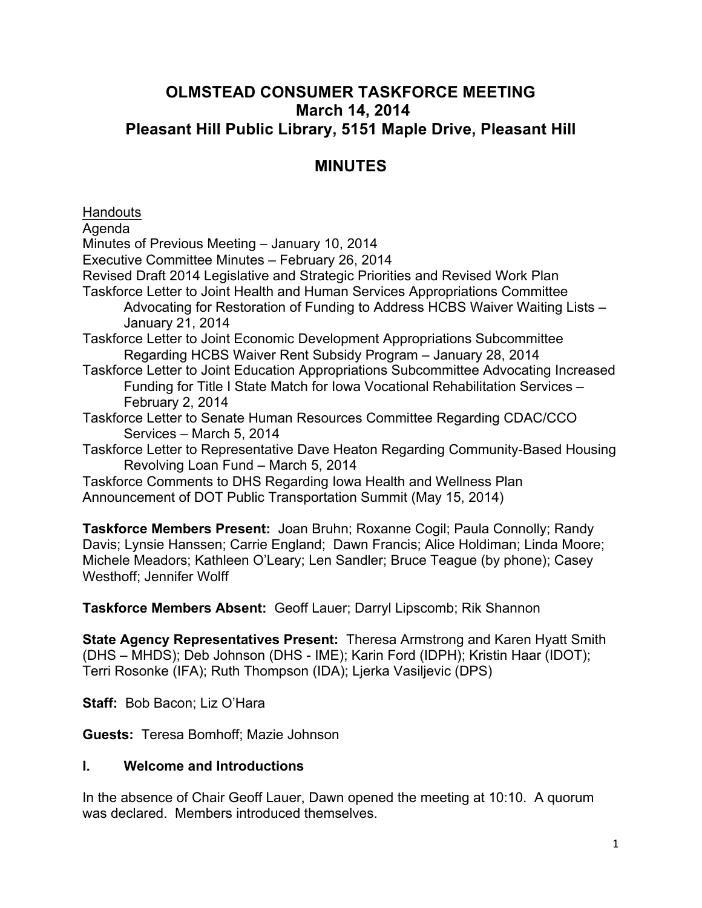# OLMSTEAD CONSUMER TASKFORCE MEETING
# March 14, 2014
# Pleasant Hill Public Library, 5151 Maple Drive, Pleasant Hill

## MINUTES

<u>Handouts</u>

Agenda
Minutes of Previous Meeting – January 10, 2014
Executive Committee Minutes – February 26, 2014
Revised Draft 2014 Legislative and Strategic Priorities and Revised Work Plan
Taskforce Letter to Joint Health and Human Services Appropriations Committee Advocating for Restoration of Funding to Address HCBS Waiver Waiting Lists – January 21, 2014
Taskforce Letter to Joint Economic Development Appropriations Subcommittee Regarding HCBS Waiver Rent Subsidy Program – January 28, 2014
Taskforce Letter to Joint Education Appropriations Subcommittee Advocating Increased Funding for Title I State Match for Iowa Vocational Rehabilitation Services – February 2, 2014
Taskforce Letter to Senate Human Resources Committee Regarding CDAC/CCO Services – March 5, 2014
Taskforce Letter to Representative Dave Heaton Regarding Community-Based Housing Revolving Loan Fund – March 5, 2014
Taskforce Comments to DHS Regarding Iowa Health and Wellness Plan
Announcement of DOT Public Transportation Summit (May 15, 2014)

**Taskforce Members Present:** Joan Bruhn; Roxanne Cogil; Paula Connolly; Randy Davis; Lynsie Hanssen; Carrie England; Dawn Francis; Alice Holdiman; Linda Moore; Michele Meadors; Kathleen O'Leary; Len Sandler; Bruce Teague (by phone); Casey Westhoff; Jennifer Wolff

**Taskforce Members Absent:** Geoff Lauer; Darryl Lipscomb; Rik Shannon

**State Agency Representatives Present:** Theresa Armstrong and Karen Hyatt Smith (DHS – MHDS); Deb Johnson (DHS - IME); Karin Ford (IDPH); Kristin Haar (IDOT); Terri Rosonke (IFA); Ruth Thompson (IDA); Ljerka Vasiljevic (DPS)

**Staff:** Bob Bacon; Liz O'Hara

**Guests:** Teresa Bomhoff; Mazie Johnson

### I. Welcome and Introductions

In the absence of Chair Geoff Lauer, Dawn opened the meeting at 10:10. A quorum was declared. Members introduced themselves.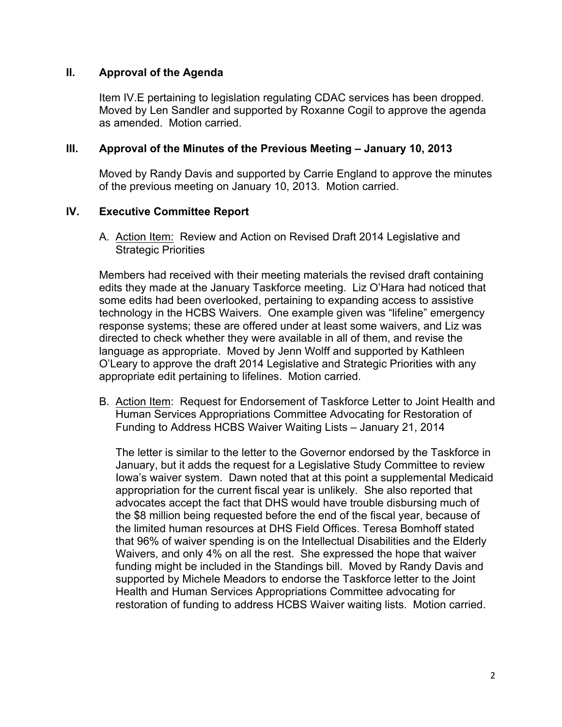## II. Approval of the Agenda

Item IV.E pertaining to legislation regulating CDAC services has been dropped. Moved by Len Sandler and supported by Roxanne Cogil to approve the agenda as amended. Motion carried.

## III. Approval of the Minutes of the Previous Meeting – January 10, 2013

Moved by Randy Davis and supported by Carrie England to approve the minutes of the previous meeting on January 10, 2013. Motion carried.

## IV. Executive Committee Report

A. Action Item: Review and Action on Revised Draft 2014 Legislative and Strategic Priorities

Members had received with their meeting materials the revised draft containing edits they made at the January Taskforce meeting. Liz O'Hara had noticed that some edits had been overlooked, pertaining to expanding access to assistive technology in the HCBS Waivers. One example given was "lifeline" emergency response systems; these are offered under at least some waivers, and Liz was directed to check whether they were available in all of them, and revise the language as appropriate. Moved by Jenn Wolff and supported by Kathleen O'Leary to approve the draft 2014 Legislative and Strategic Priorities with any appropriate edit pertaining to lifelines. Motion carried.

B. Action Item: Request for Endorsement of Taskforce Letter to Joint Health and Human Services Appropriations Committee Advocating for Restoration of Funding to Address HCBS Waiver Waiting Lists – January 21, 2014

The letter is similar to the letter to the Governor endorsed by the Taskforce in January, but it adds the request for a Legislative Study Committee to review Iowa's waiver system. Dawn noted that at this point a supplemental Medicaid appropriation for the current fiscal year is unlikely. She also reported that advocates accept the fact that DHS would have trouble disbursing much of the $8 million being requested before the end of the fiscal year, because of the limited human resources at DHS Field Offices. Teresa Bomhoff stated that 96% of waiver spending is on the Intellectual Disabilities and the Elderly Waivers, and only 4% on all the rest. She expressed the hope that waiver funding might be included in the Standings bill. Moved by Randy Davis and supported by Michele Meadors to endorse the Taskforce letter to the Joint Health and Human Services Appropriations Committee advocating for restoration of funding to address HCBS Waiver waiting lists. Motion carried.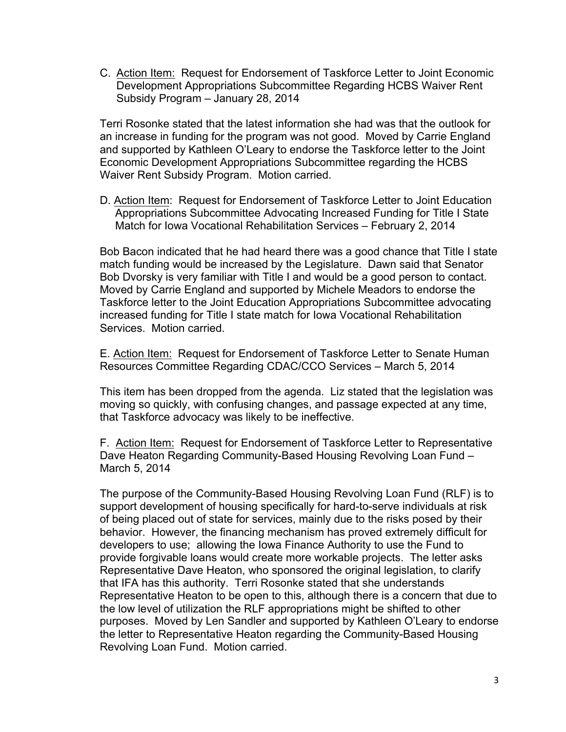C. <u>Action Item:</u> Request for Endorsement of Taskforce Letter to Joint Economic Development Appropriations Subcommittee Regarding HCBS Waiver Rent Subsidy Program – January 28, 2014

Terri Rosonke stated that the latest information she had was that the outlook for an increase in funding for the program was not good. Moved by Carrie England and supported by Kathleen O'Leary to endorse the Taskforce letter to the Joint Economic Development Appropriations Subcommittee regarding the HCBS Waiver Rent Subsidy Program. Motion carried.

D. <u>Action Item</u>: Request for Endorsement of Taskforce Letter to Joint Education Appropriations Subcommittee Advocating Increased Funding for Title I State Match for Iowa Vocational Rehabilitation Services – February 2, 2014

Bob Bacon indicated that he had heard there was a good chance that Title I state match funding would be increased by the Legislature. Dawn said that Senator Bob Dvorsky is very familiar with Title I and would be a good person to contact. Moved by Carrie England and supported by Michele Meadors to endorse the Taskforce letter to the Joint Education Appropriations Subcommittee advocating increased funding for Title I state match for Iowa Vocational Rehabilitation Services. Motion carried.

E. <u>Action Item:</u> Request for Endorsement of Taskforce Letter to Senate Human Resources Committee Regarding CDAC/CCO Services – March 5, 2014

This item has been dropped from the agenda. Liz stated that the legislation was moving so quickly, with confusing changes, and passage expected at any time, that Taskforce advocacy was likely to be ineffective.

F. <u>Action Item:</u> Request for Endorsement of Taskforce Letter to Representative Dave Heaton Regarding Community-Based Housing Revolving Loan Fund – March 5, 2014

The purpose of the Community-Based Housing Revolving Loan Fund (RLF) is to support development of housing specifically for hard-to-serve individuals at risk of being placed out of state for services, mainly due to the risks posed by their behavior. However, the financing mechanism has proved extremely difficult for developers to use; allowing the Iowa Finance Authority to use the Fund to provide forgivable loans would create more workable projects. The letter asks Representative Dave Heaton, who sponsored the original legislation, to clarify that IFA has this authority. Terri Rosonke stated that she understands Representative Heaton to be open to this, although there is a concern that due to the low level of utilization the RLF appropriations might be shifted to other purposes. Moved by Len Sandler and supported by Kathleen O'Leary to endorse the letter to Representative Heaton regarding the Community-Based Housing Revolving Loan Fund. Motion carried.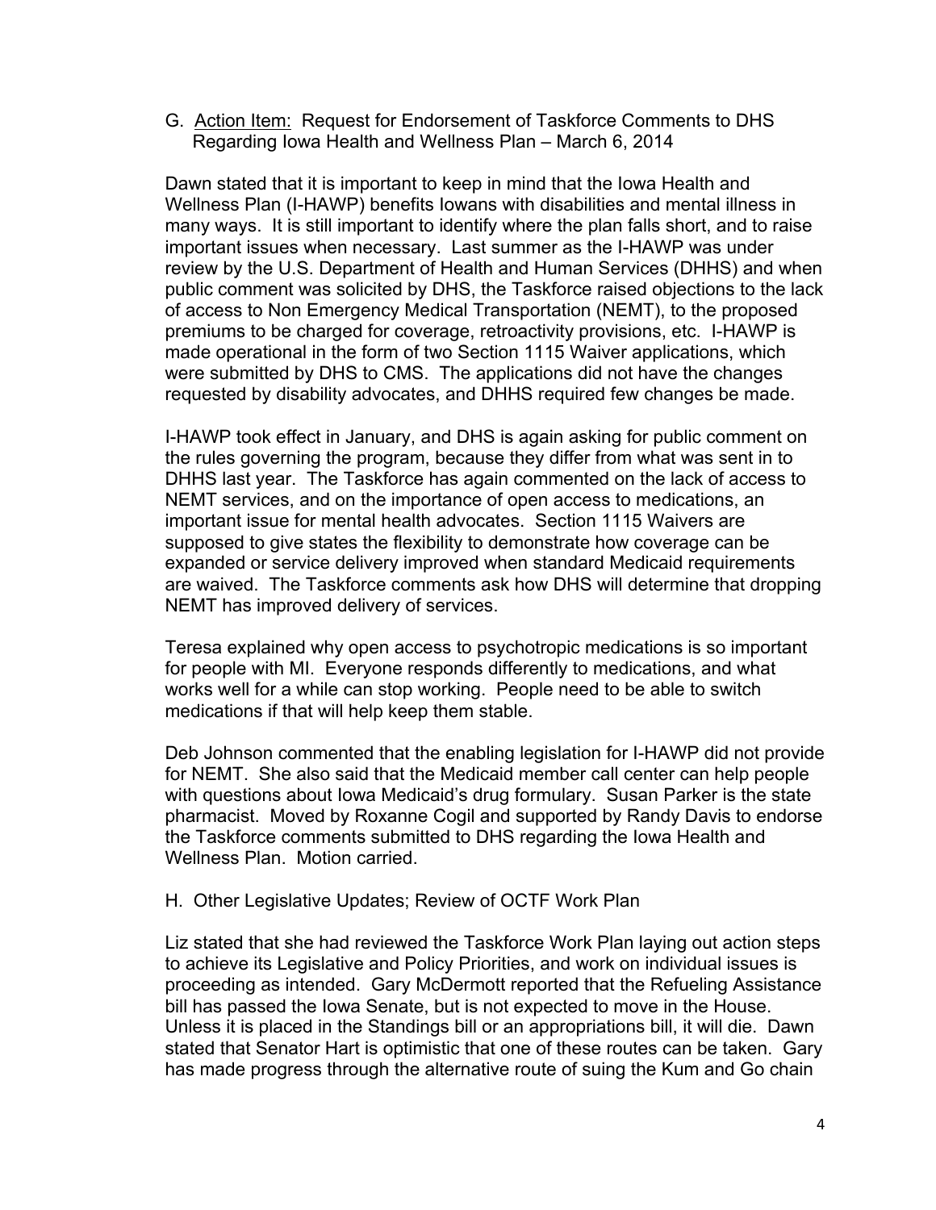G. <u>Action Item:</u> Request for Endorsement of Taskforce Comments to DHS Regarding Iowa Health and Wellness Plan – March 6, 2014

Dawn stated that it is important to keep in mind that the Iowa Health and Wellness Plan (I-HAWP) benefits Iowans with disabilities and mental illness in many ways. It is still important to identify where the plan falls short, and to raise important issues when necessary. Last summer as the I-HAWP was under review by the U.S. Department of Health and Human Services (DHHS) and when public comment was solicited by DHS, the Taskforce raised objections to the lack of access to Non Emergency Medical Transportation (NEMT), to the proposed premiums to be charged for coverage, retroactivity provisions, etc. I-HAWP is made operational in the form of two Section 1115 Waiver applications, which were submitted by DHS to CMS. The applications did not have the changes requested by disability advocates, and DHHS required few changes be made.

I-HAWP took effect in January, and DHS is again asking for public comment on the rules governing the program, because they differ from what was sent in to DHHS last year. The Taskforce has again commented on the lack of access to NEMT services, and on the importance of open access to medications, an important issue for mental health advocates. Section 1115 Waivers are supposed to give states the flexibility to demonstrate how coverage can be expanded or service delivery improved when standard Medicaid requirements are waived. The Taskforce comments ask how DHS will determine that dropping NEMT has improved delivery of services.

Teresa explained why open access to psychotropic medications is so important for people with MI. Everyone responds differently to medications, and what works well for a while can stop working. People need to be able to switch medications if that will help keep them stable.

Deb Johnson commented that the enabling legislation for I-HAWP did not provide for NEMT. She also said that the Medicaid member call center can help people with questions about Iowa Medicaid's drug formulary. Susan Parker is the state pharmacist. Moved by Roxanne Cogil and supported by Randy Davis to endorse the Taskforce comments submitted to DHS regarding the Iowa Health and Wellness Plan. Motion carried.

H. Other Legislative Updates; Review of OCTF Work Plan

Liz stated that she had reviewed the Taskforce Work Plan laying out action steps to achieve its Legislative and Policy Priorities, and work on individual issues is proceeding as intended. Gary McDermott reported that the Refueling Assistance bill has passed the Iowa Senate, but is not expected to move in the House. Unless it is placed in the Standings bill or an appropriations bill, it will die. Dawn stated that Senator Hart is optimistic that one of these routes can be taken. Gary has made progress through the alternative route of suing the Kum and Go chain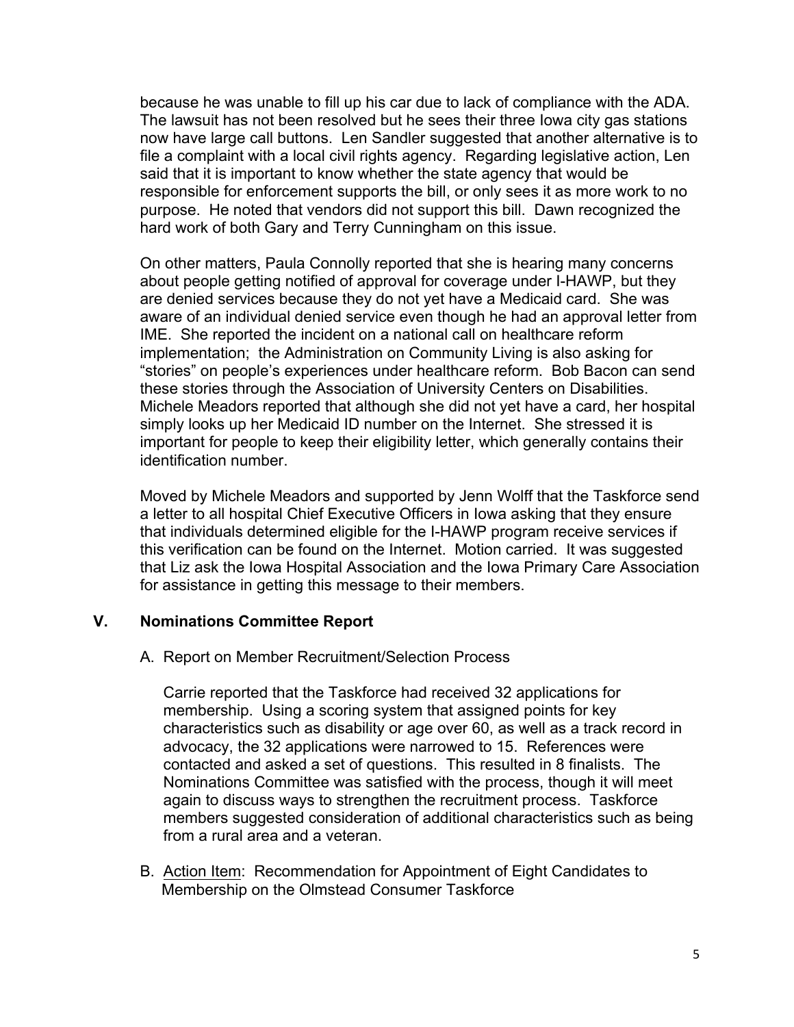because he was unable to fill up his car due to lack of compliance with the ADA. The lawsuit has not been resolved but he sees their three Iowa city gas stations now have large call buttons. Len Sandler suggested that another alternative is to file a complaint with a local civil rights agency. Regarding legislative action, Len said that it is important to know whether the state agency that would be responsible for enforcement supports the bill, or only sees it as more work to no purpose. He noted that vendors did not support this bill. Dawn recognized the hard work of both Gary and Terry Cunningham on this issue.

On other matters, Paula Connolly reported that she is hearing many concerns about people getting notified of approval for coverage under I-HAWP, but they are denied services because they do not yet have a Medicaid card. She was aware of an individual denied service even though he had an approval letter from IME. She reported the incident on a national call on healthcare reform implementation; the Administration on Community Living is also asking for "stories" on people's experiences under healthcare reform. Bob Bacon can send these stories through the Association of University Centers on Disabilities. Michele Meadors reported that although she did not yet have a card, her hospital simply looks up her Medicaid ID number on the Internet. She stressed it is important for people to keep their eligibility letter, which generally contains their identification number.

Moved by Michele Meadors and supported by Jenn Wolff that the Taskforce send a letter to all hospital Chief Executive Officers in Iowa asking that they ensure that individuals determined eligible for the I-HAWP program receive services if this verification can be found on the Internet. Motion carried. It was suggested that Liz ask the Iowa Hospital Association and the Iowa Primary Care Association for assistance in getting this message to their members.

## V. Nominations Committee Report

A. Report on Member Recruitment/Selection Process

Carrie reported that the Taskforce had received 32 applications for membership. Using a scoring system that assigned points for key characteristics such as disability or age over 60, as well as a track record in advocacy, the 32 applications were narrowed to 15. References were contacted and asked a set of questions. This resulted in 8 finalists. The Nominations Committee was satisfied with the process, though it will meet again to discuss ways to strengthen the recruitment process. Taskforce members suggested consideration of additional characteristics such as being from a rural area and a veteran.

B. Action Item: Recommendation for Appointment of Eight Candidates to Membership on the Olmstead Consumer Taskforce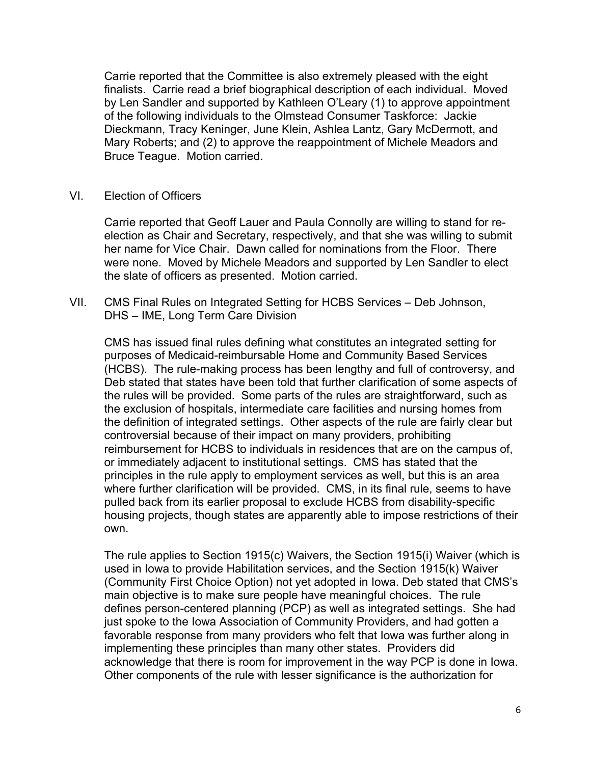Carrie reported that the Committee is also extremely pleased with the eight finalists. Carrie read a brief biographical description of each individual. Moved by Len Sandler and supported by Kathleen O'Leary (1) to approve appointment of the following individuals to the Olmstead Consumer Taskforce: Jackie Dieckmann, Tracy Keninger, June Klein, Ashlea Lantz, Gary McDermott, and Mary Roberts; and (2) to approve the reappointment of Michele Meadors and Bruce Teague. Motion carried.

VI. Election of Officers

Carrie reported that Geoff Lauer and Paula Connolly are willing to stand for re-election as Chair and Secretary, respectively, and that she was willing to submit her name for Vice Chair. Dawn called for nominations from the Floor. There were none. Moved by Michele Meadors and supported by Len Sandler to elect the slate of officers as presented. Motion carried.

VII. CMS Final Rules on Integrated Setting for HCBS Services – Deb Johnson, DHS – IME, Long Term Care Division

CMS has issued final rules defining what constitutes an integrated setting for purposes of Medicaid-reimbursable Home and Community Based Services (HCBS). The rule-making process has been lengthy and full of controversy, and Deb stated that states have been told that further clarification of some aspects of the rules will be provided. Some parts of the rules are straightforward, such as the exclusion of hospitals, intermediate care facilities and nursing homes from the definition of integrated settings. Other aspects of the rule are fairly clear but controversial because of their impact on many providers, prohibiting reimbursement for HCBS to individuals in residences that are on the campus of, or immediately adjacent to institutional settings. CMS has stated that the principles in the rule apply to employment services as well, but this is an area where further clarification will be provided. CMS, in its final rule, seems to have pulled back from its earlier proposal to exclude HCBS from disability-specific housing projects, though states are apparently able to impose restrictions of their own.

The rule applies to Section 1915(c) Waivers, the Section 1915(i) Waiver (which is used in Iowa to provide Habilitation services, and the Section 1915(k) Waiver (Community First Choice Option) not yet adopted in Iowa. Deb stated that CMS's main objective is to make sure people have meaningful choices. The rule defines person-centered planning (PCP) as well as integrated settings. She had just spoke to the Iowa Association of Community Providers, and had gotten a favorable response from many providers who felt that Iowa was further along in implementing these principles than many other states. Providers did acknowledge that there is room for improvement in the way PCP is done in Iowa. Other components of the rule with lesser significance is the authorization for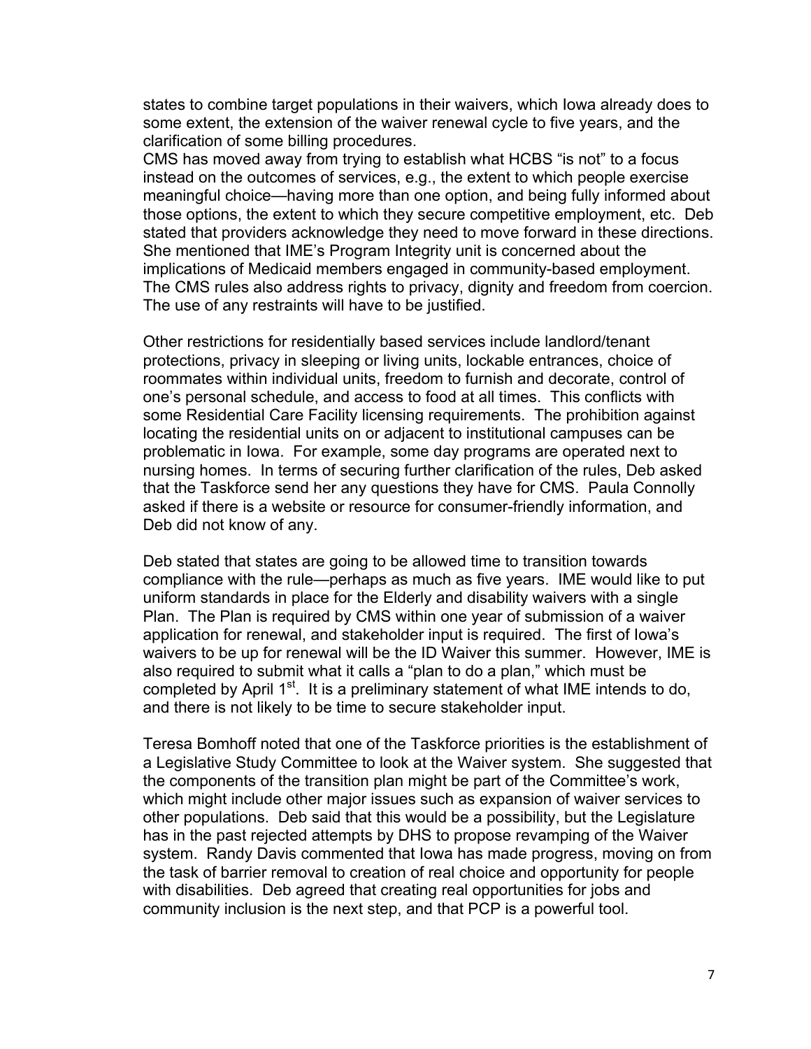states to combine target populations in their waivers, which Iowa already does to some extent, the extension of the waiver renewal cycle to five years, and the clarification of some billing procedures.

CMS has moved away from trying to establish what HCBS "is not" to a focus instead on the outcomes of services, e.g., the extent to which people exercise meaningful choice—having more than one option, and being fully informed about those options, the extent to which they secure competitive employment, etc. Deb stated that providers acknowledge they need to move forward in these directions. She mentioned that IME's Program Integrity unit is concerned about the implications of Medicaid members engaged in community-based employment. The CMS rules also address rights to privacy, dignity and freedom from coercion. The use of any restraints will have to be justified.

Other restrictions for residentially based services include landlord/tenant protections, privacy in sleeping or living units, lockable entrances, choice of roommates within individual units, freedom to furnish and decorate, control of one's personal schedule, and access to food at all times. This conflicts with some Residential Care Facility licensing requirements. The prohibition against locating the residential units on or adjacent to institutional campuses can be problematic in Iowa. For example, some day programs are operated next to nursing homes. In terms of securing further clarification of the rules, Deb asked that the Taskforce send her any questions they have for CMS. Paula Connolly asked if there is a website or resource for consumer-friendly information, and Deb did not know of any.

Deb stated that states are going to be allowed time to transition towards compliance with the rule—perhaps as much as five years. IME would like to put uniform standards in place for the Elderly and disability waivers with a single Plan. The Plan is required by CMS within one year of submission of a waiver application for renewal, and stakeholder input is required. The first of Iowa's waivers to be up for renewal will be the ID Waiver this summer. However, IME is also required to submit what it calls a "plan to do a plan," which must be completed by April 1st. It is a preliminary statement of what IME intends to do, and there is not likely to be time to secure stakeholder input.

Teresa Bomhoff noted that one of the Taskforce priorities is the establishment of a Legislative Study Committee to look at the Waiver system. She suggested that the components of the transition plan might be part of the Committee's work, which might include other major issues such as expansion of waiver services to other populations. Deb said that this would be a possibility, but the Legislature has in the past rejected attempts by DHS to propose revamping of the Waiver system. Randy Davis commented that Iowa has made progress, moving on from the task of barrier removal to creation of real choice and opportunity for people with disabilities. Deb agreed that creating real opportunities for jobs and community inclusion is the next step, and that PCP is a powerful tool.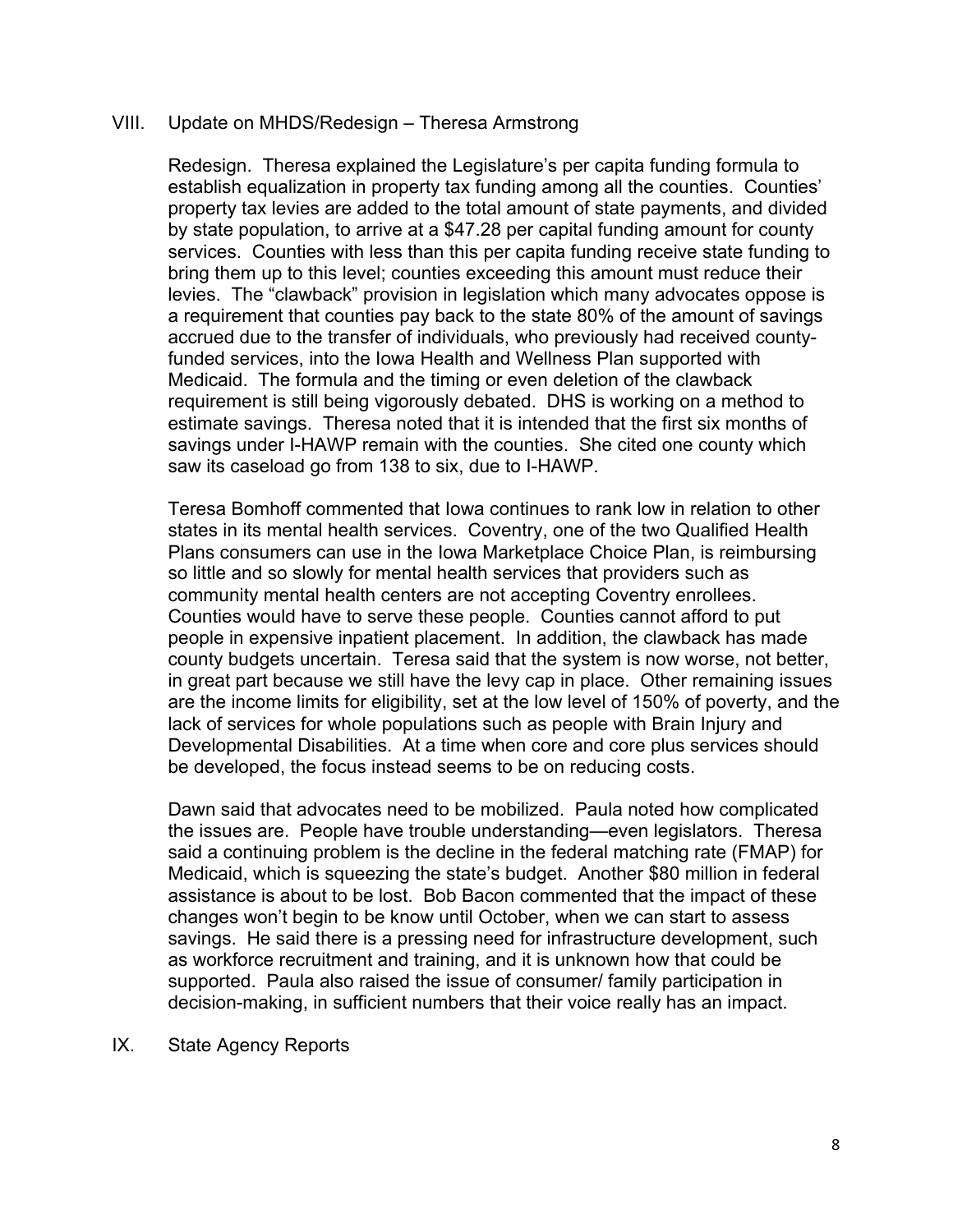VIII. Update on MHDS/Redesign – Theresa Armstrong

Redesign. Theresa explained the Legislature's per capita funding formula to establish equalization in property tax funding among all the counties. Counties' property tax levies are added to the total amount of state payments, and divided by state population, to arrive at a $47.28 per capital funding amount for county services. Counties with less than this per capita funding receive state funding to bring them up to this level; counties exceeding this amount must reduce their levies. The "clawback" provision in legislation which many advocates oppose is a requirement that counties pay back to the state 80% of the amount of savings accrued due to the transfer of individuals, who previously had received county-funded services, into the Iowa Health and Wellness Plan supported with Medicaid. The formula and the timing or even deletion of the clawback requirement is still being vigorously debated. DHS is working on a method to estimate savings. Theresa noted that it is intended that the first six months of savings under I-HAWP remain with the counties. She cited one county which saw its caseload go from 138 to six, due to I-HAWP.

Teresa Bomhoff commented that Iowa continues to rank low in relation to other states in its mental health services. Coventry, one of the two Qualified Health Plans consumers can use in the Iowa Marketplace Choice Plan, is reimbursing so little and so slowly for mental health services that providers such as community mental health centers are not accepting Coventry enrollees. Counties would have to serve these people. Counties cannot afford to put people in expensive inpatient placement. In addition, the clawback has made county budgets uncertain. Teresa said that the system is now worse, not better, in great part because we still have the levy cap in place. Other remaining issues are the income limits for eligibility, set at the low level of 150% of poverty, and the lack of services for whole populations such as people with Brain Injury and Developmental Disabilities. At a time when core and core plus services should be developed, the focus instead seems to be on reducing costs.

Dawn said that advocates need to be mobilized. Paula noted how complicated the issues are. People have trouble understanding—even legislators. Theresa said a continuing problem is the decline in the federal matching rate (FMAP) for Medicaid, which is squeezing the state's budget. Another $80 million in federal assistance is about to be lost. Bob Bacon commented that the impact of these changes won't begin to be know until October, when we can start to assess savings. He said there is a pressing need for infrastructure development, such as workforce recruitment and training, and it is unknown how that could be supported. Paula also raised the issue of consumer/ family participation in decision-making, in sufficient numbers that their voice really has an impact.

IX. State Agency Reports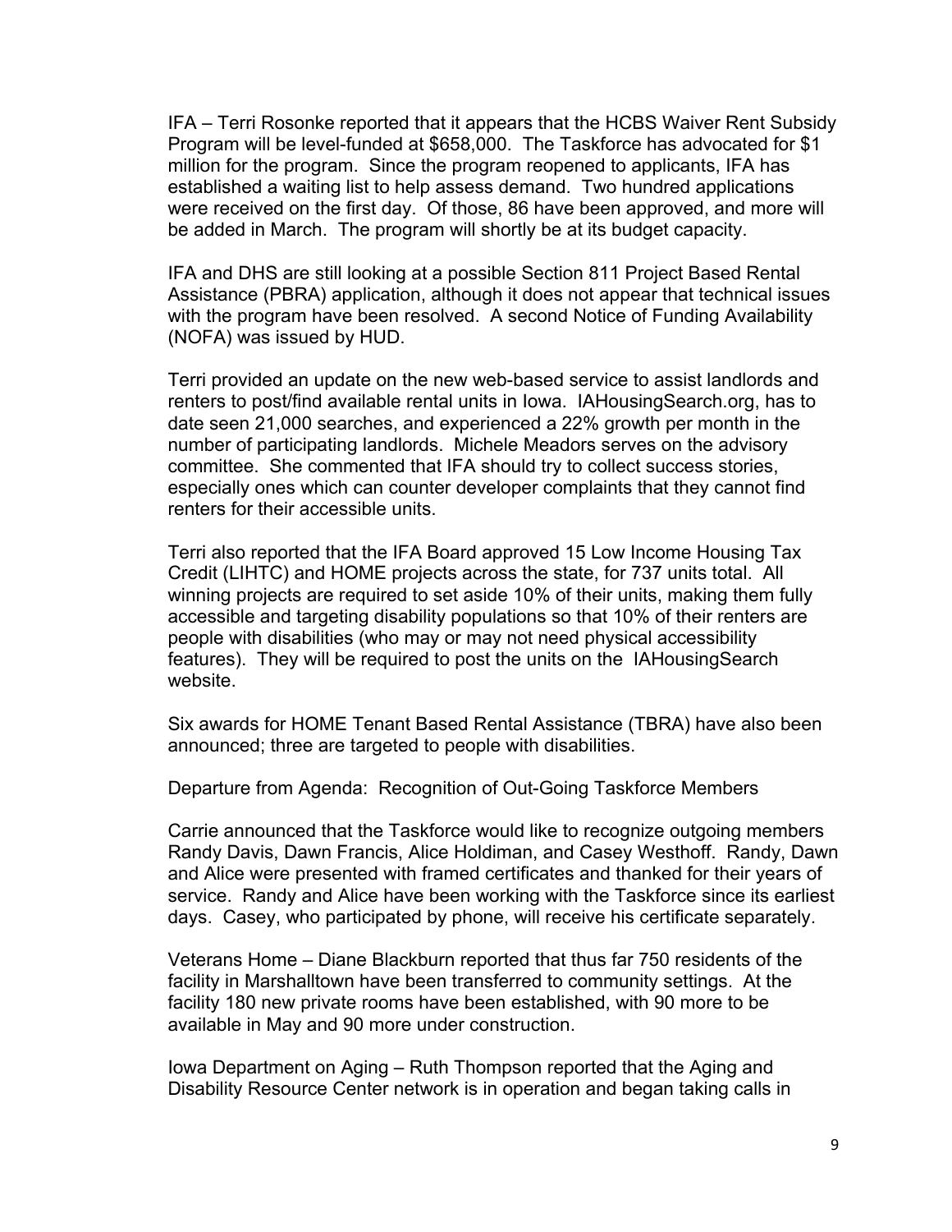IFA – Terri Rosonke reported that it appears that the HCBS Waiver Rent Subsidy Program will be level-funded at $658,000. The Taskforce has advocated for $1 million for the program. Since the program reopened to applicants, IFA has established a waiting list to help assess demand. Two hundred applications were received on the first day. Of those, 86 have been approved, and more will be added in March. The program will shortly be at its budget capacity.

IFA and DHS are still looking at a possible Section 811 Project Based Rental Assistance (PBRA) application, although it does not appear that technical issues with the program have been resolved. A second Notice of Funding Availability (NOFA) was issued by HUD.

Terri provided an update on the new web-based service to assist landlords and renters to post/find available rental units in Iowa. IAHousingSearch.org, has to date seen 21,000 searches, and experienced a 22% growth per month in the number of participating landlords. Michele Meadors serves on the advisory committee. She commented that IFA should try to collect success stories, especially ones which can counter developer complaints that they cannot find renters for their accessible units.

Terri also reported that the IFA Board approved 15 Low Income Housing Tax Credit (LIHTC) and HOME projects across the state, for 737 units total. All winning projects are required to set aside 10% of their units, making them fully accessible and targeting disability populations so that 10% of their renters are people with disabilities (who may or may not need physical accessibility features). They will be required to post the units on the IAHousingSearch website.

Six awards for HOME Tenant Based Rental Assistance (TBRA) have also been announced; three are targeted to people with disabilities.

Departure from Agenda: Recognition of Out-Going Taskforce Members

Carrie announced that the Taskforce would like to recognize outgoing members Randy Davis, Dawn Francis, Alice Holdiman, and Casey Westhoff. Randy, Dawn and Alice were presented with framed certificates and thanked for their years of service. Randy and Alice have been working with the Taskforce since its earliest days. Casey, who participated by phone, will receive his certificate separately.

Veterans Home – Diane Blackburn reported that thus far 750 residents of the facility in Marshalltown have been transferred to community settings. At the facility 180 new private rooms have been established, with 90 more to be available in May and 90 more under construction.

Iowa Department on Aging – Ruth Thompson reported that the Aging and Disability Resource Center network is in operation and began taking calls in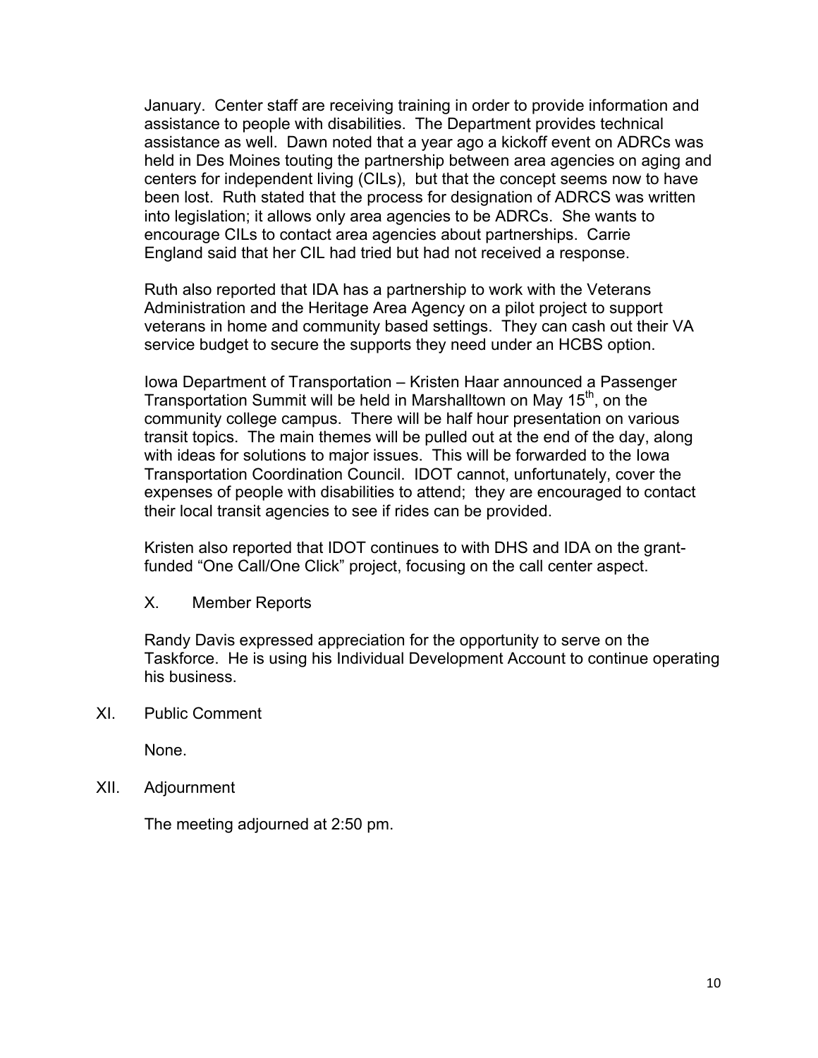January. Center staff are receiving training in order to provide information and assistance to people with disabilities. The Department provides technical assistance as well. Dawn noted that a year ago a kickoff event on ADRCs was held in Des Moines touting the partnership between area agencies on aging and centers for independent living (CILs), but that the concept seems now to have been lost. Ruth stated that the process for designation of ADRCS was written into legislation; it allows only area agencies to be ADRCs. She wants to encourage CILs to contact area agencies about partnerships. Carrie England said that her CIL had tried but had not received a response.

Ruth also reported that IDA has a partnership to work with the Veterans Administration and the Heritage Area Agency on a pilot project to support veterans in home and community based settings. They can cash out their VA service budget to secure the supports they need under an HCBS option.

Iowa Department of Transportation – Kristen Haar announced a Passenger Transportation Summit will be held in Marshalltown on May 15th, on the community college campus. There will be half hour presentation on various transit topics. The main themes will be pulled out at the end of the day, along with ideas for solutions to major issues. This will be forwarded to the Iowa Transportation Coordination Council. IDOT cannot, unfortunately, cover the expenses of people with disabilities to attend; they are encouraged to contact their local transit agencies to see if rides can be provided.

Kristen also reported that IDOT continues to with DHS and IDA on the grant-funded "One Call/One Click" project, focusing on the call center aspect.

X. Member Reports

Randy Davis expressed appreciation for the opportunity to serve on the Taskforce. He is using his Individual Development Account to continue operating his business.

## XI. Public Comment

None.

## XII. Adjournment

The meeting adjourned at 2:50 pm.